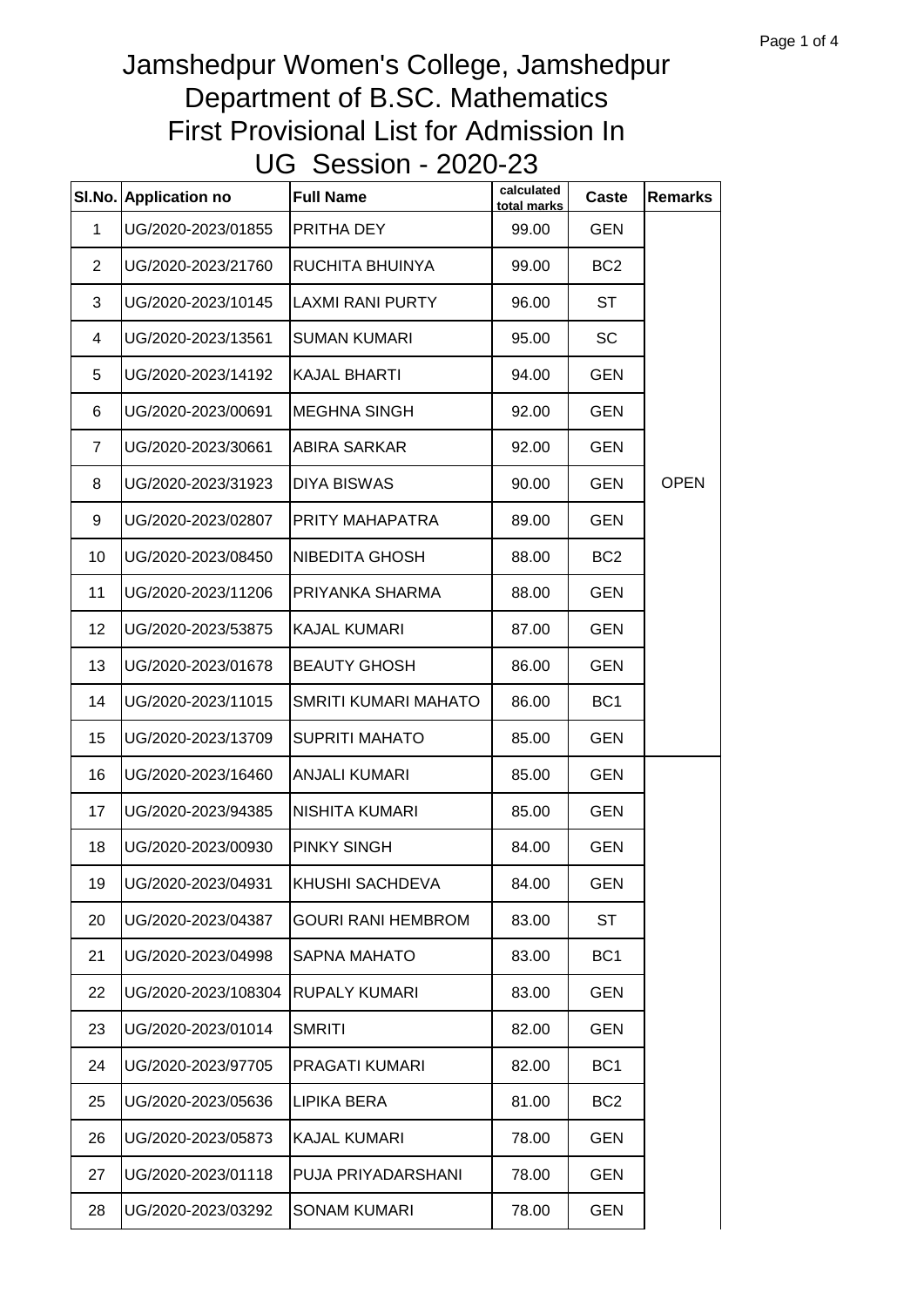# Jamshedpur Women's College, Jamshedpur
## Department of B.SC. Mathematics
## First Provisional List for Admission In
## UG Session - 2020-23

| Sl.No. | Application no | Full Name | calculated total marks | Caste | Remarks |
|---|---|---|---|---|---|
| 1 | UG/2020-2023/01855 | PRITHA DEY | 99.00 | GEN | OPEN |
| 2 | UG/2020-2023/21760 | RUCHITA BHUINYA | 99.00 | BC2 | |
| 3 | UG/2020-2023/10145 | LAXMI RANI PURTY | 96.00 | ST | |
| 4 | UG/2020-2023/13561 | SUMAN KUMARI | 95.00 | SC | |
| 5 | UG/2020-2023/14192 | KAJAL BHARTI | 94.00 | GEN | |
| 6 | UG/2020-2023/00691 | MEGHNA SINGH | 92.00 | GEN | |
| 7 | UG/2020-2023/30661 | ABIRA SARKAR | 92.00 | GEN | |
| 8 | UG/2020-2023/31923 | DIYA BISWAS | 90.00 | GEN | |
| 9 | UG/2020-2023/02807 | PRITY MAHAPATRA | 89.00 | GEN | |
| 10 | UG/2020-2023/08450 | NIBEDITA GHOSH | 88.00 | BC2 | |
| 11 | UG/2020-2023/11206 | PRIYANKA SHARMA | 88.00 | GEN | |
| 12 | UG/2020-2023/53875 | KAJAL KUMARI | 87.00 | GEN | |
| 13 | UG/2020-2023/01678 | BEAUTY GHOSH | 86.00 | GEN | |
| 14 | UG/2020-2023/11015 | SMRITI KUMARI MAHATO | 86.00 | BC1 | |
| 15 | UG/2020-2023/13709 | SUPRITI MAHATO | 85.00 | GEN | |
| 16 | UG/2020-2023/16460 | ANJALI KUMARI | 85.00 | GEN | |
| 17 | UG/2020-2023/94385 | NISHITA KUMARI | 85.00 | GEN | |
| 18 | UG/2020-2023/00930 | PINKY SINGH | 84.00 | GEN | |
| 19 | UG/2020-2023/04931 | KHUSHI SACHDEVA | 84.00 | GEN | |
| 20 | UG/2020-2023/04387 | GOURI RANI HEMBROM | 83.00 | ST | |
| 21 | UG/2020-2023/04998 | SAPNA MAHATO | 83.00 | BC1 | |
| 22 | UG/2020-2023/108304 | RUPALY KUMARI | 83.00 | GEN | |
| 23 | UG/2020-2023/01014 | SMRITI | 82.00 | GEN | |
| 24 | UG/2020-2023/97705 | PRAGATI KUMARI | 82.00 | BC1 | |
| 25 | UG/2020-2023/05636 | LIPIKA BERA | 81.00 | BC2 | |
| 26 | UG/2020-2023/05873 | KAJAL KUMARI | 78.00 | GEN | |
| 27 | UG/2020-2023/01118 | PUJA PRIYADARSHANI | 78.00 | GEN | |
| 28 | UG/2020-2023/03292 | SONAM KUMARI | 78.00 | GEN | |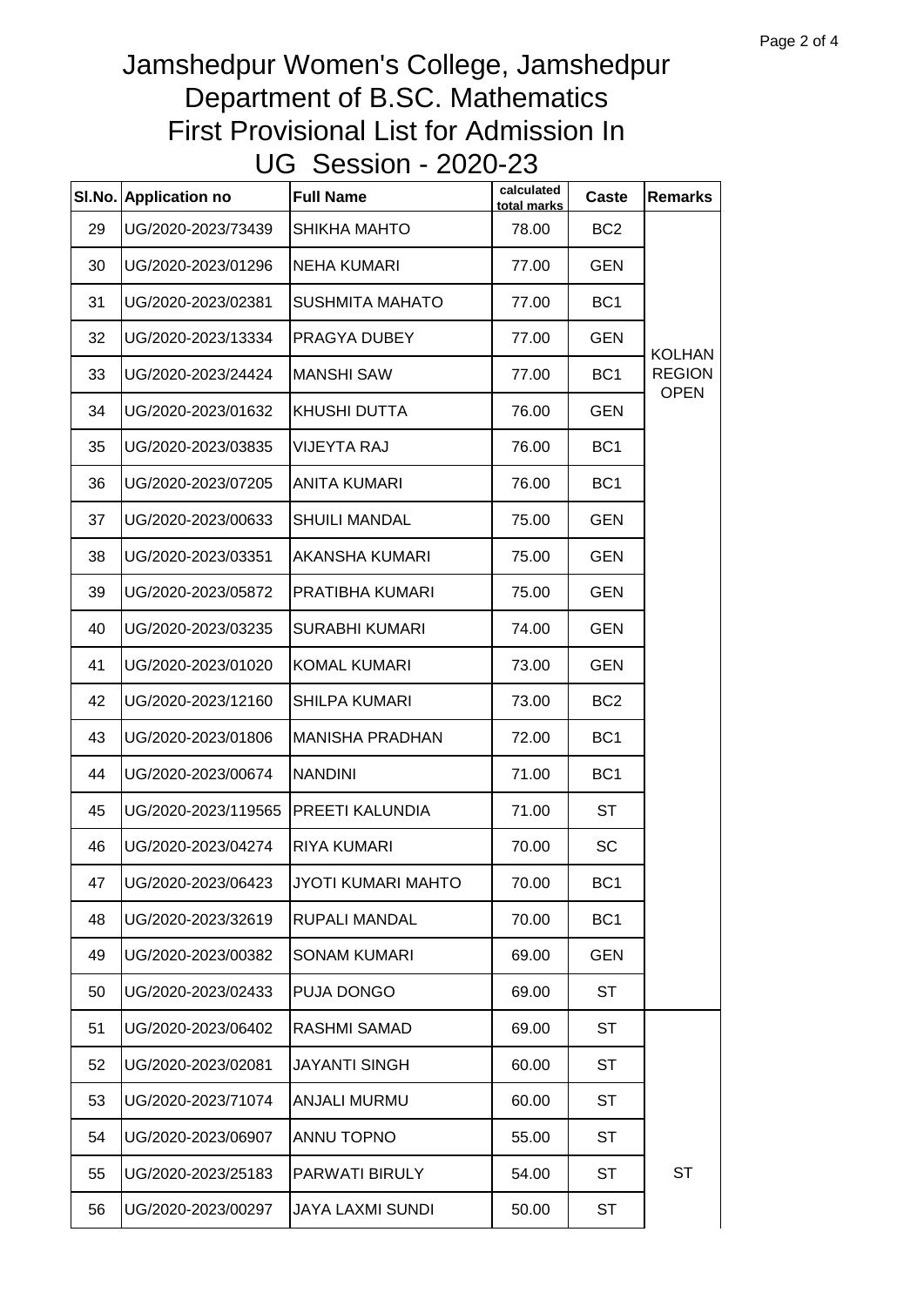# Jamshedpur Women's College, Jamshedpur
# Department of B.SC. Mathematics
# First Provisional List for Admission In
# UG Session - 2020-23

| Sl.No. | Application no | Full Name | calculated total marks | Caste | Remarks |
|---|---|---|---|---|---|
| 29 | UG/2020-2023/73439 | SHIKHA MAHTO | 78.00 | BC2 | KOLHAN REGION OPEN |
| 30 | UG/2020-2023/01296 | NEHA KUMARI | 77.00 | GEN | |
| 31 | UG/2020-2023/02381 | SUSHMITA MAHATO | 77.00 | BC1 | |
| 32 | UG/2020-2023/13334 | PRAGYA DUBEY | 77.00 | GEN | |
| 33 | UG/2020-2023/24424 | MANSHI SAW | 77.00 | BC1 | |
| 34 | UG/2020-2023/01632 | KHUSHI DUTTA | 76.00 | GEN | |
| 35 | UG/2020-2023/03835 | VIJEYTA RAJ | 76.00 | BC1 | |
| 36 | UG/2020-2023/07205 | ANITA KUMARI | 76.00 | BC1 | |
| 37 | UG/2020-2023/00633 | SHUILI MANDAL | 75.00 | GEN | |
| 38 | UG/2020-2023/03351 | AKANSHA KUMARI | 75.00 | GEN | |
| 39 | UG/2020-2023/05872 | PRATIBHA KUMARI | 75.00 | GEN | |
| 40 | UG/2020-2023/03235 | SURABHI KUMARI | 74.00 | GEN | |
| 41 | UG/2020-2023/01020 | KOMAL KUMARI | 73.00 | GEN | |
| 42 | UG/2020-2023/12160 | SHILPA KUMARI | 73.00 | BC2 | |
| 43 | UG/2020-2023/01806 | MANISHA PRADHAN | 72.00 | BC1 | |
| 44 | UG/2020-2023/00674 | NANDINI | 71.00 | BC1 | |
| 45 | UG/2020-2023/119565 | PREETI KALUNDIA | 71.00 | ST | |
| 46 | UG/2020-2023/04274 | RIYA KUMARI | 70.00 | SC | |
| 47 | UG/2020-2023/06423 | JYOTI KUMARI MAHTO | 70.00 | BC1 | |
| 48 | UG/2020-2023/32619 | RUPALI MANDAL | 70.00 | BC1 | |
| 49 | UG/2020-2023/00382 | SONAM KUMARI | 69.00 | GEN | |
| 50 | UG/2020-2023/02433 | PUJA DONGO | 69.00 | ST | |
| 51 | UG/2020-2023/06402 | RASHMI SAMAD | 69.00 | ST | ST |
| 52 | UG/2020-2023/02081 | JAYANTI SINGH | 60.00 | ST | |
| 53 | UG/2020-2023/71074 | ANJALI MURMU | 60.00 | ST | |
| 54 | UG/2020-2023/06907 | ANNU TOPNO | 55.00 | ST | |
| 55 | UG/2020-2023/25183 | PARWATI BIRULY | 54.00 | ST | |
| 56 | UG/2020-2023/00297 | JAYA LAXMI SUNDI | 50.00 | ST | |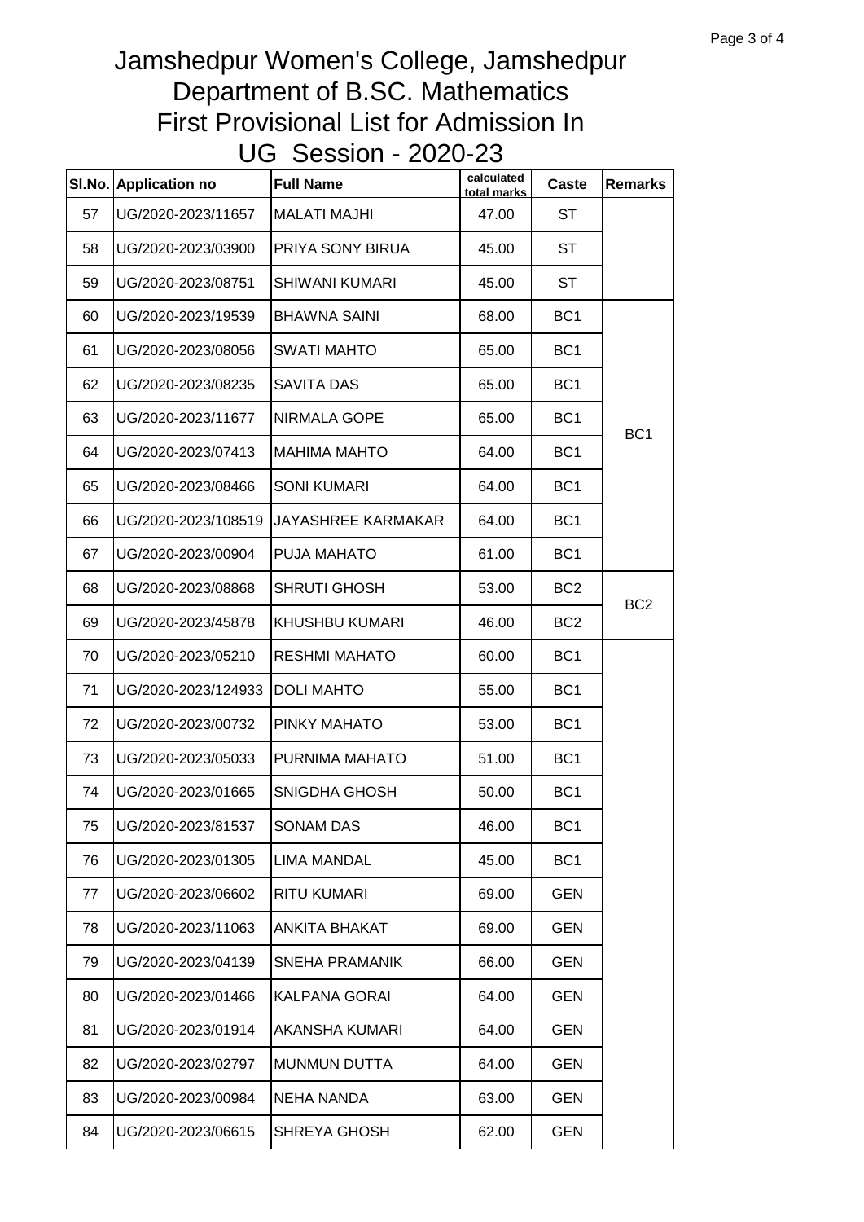# Jamshedpur Women's College, Jamshedpur
# Department of B.SC. Mathematics
# First Provisional List for Admission In
# UG Session - 2020-23

| Sl.No. | Application no | Full Name | calculated total marks | Caste | Remarks |
|---|---|---|---|---|---|
| 57 | UG/2020-2023/11657 | MALATI MAJHI | 47.00 | ST | |
| 58 | UG/2020-2023/03900 | PRIYA SONY BIRUA | 45.00 | ST | |
| 59 | UG/2020-2023/08751 | SHIWANI KUMARI | 45.00 | ST | |
| 60 | UG/2020-2023/19539 | BHAWNA SAINI | 68.00 | BC1 | BC1 |
| 61 | UG/2020-2023/08056 | SWATI MAHTO | 65.00 | BC1 | |
| 62 | UG/2020-2023/08235 | SAVITA DAS | 65.00 | BC1 | |
| 63 | UG/2020-2023/11677 | NIRMALA GOPE | 65.00 | BC1 | |
| 64 | UG/2020-2023/07413 | MAHIMA MAHTO | 64.00 | BC1 | |
| 65 | UG/2020-2023/08466 | SONI KUMARI | 64.00 | BC1 | |
| 66 | UG/2020-2023/108519 | JAYASHREE KARMAKAR | 64.00 | BC1 | |
| 67 | UG/2020-2023/00904 | PUJA MAHATO | 61.00 | BC1 | |
| 68 | UG/2020-2023/08868 | SHRUTI GHOSH | 53.00 | BC2 | BC2 |
| 69 | UG/2020-2023/45878 | KHUSHBU KUMARI | 46.00 | BC2 | |
| 70 | UG/2020-2023/05210 | RESHMI MAHATO | 60.00 | BC1 | |
| 71 | UG/2020-2023/124933 | DOLI MAHTO | 55.00 | BC1 | |
| 72 | UG/2020-2023/00732 | PINKY MAHATO | 53.00 | BC1 | |
| 73 | UG/2020-2023/05033 | PURNIMA MAHATO | 51.00 | BC1 | |
| 74 | UG/2020-2023/01665 | SNIGDHA GHOSH | 50.00 | BC1 | |
| 75 | UG/2020-2023/81537 | SONAM DAS | 46.00 | BC1 | |
| 76 | UG/2020-2023/01305 | LIMA MANDAL | 45.00 | BC1 | |
| 77 | UG/2020-2023/06602 | RITU KUMARI | 69.00 | GEN | |
| 78 | UG/2020-2023/11063 | ANKITA BHAKAT | 69.00 | GEN | |
| 79 | UG/2020-2023/04139 | SNEHA PRAMANIK | 66.00 | GEN | |
| 80 | UG/2020-2023/01466 | KALPANA GORAI | 64.00 | GEN | |
| 81 | UG/2020-2023/01914 | AKANSHA KUMARI | 64.00 | GEN | |
| 82 | UG/2020-2023/02797 | MUNMUN DUTTA | 64.00 | GEN | |
| 83 | UG/2020-2023/00984 | NEHA NANDA | 63.00 | GEN | |
| 84 | UG/2020-2023/06615 | SHREYA GHOSH | 62.00 | GEN | |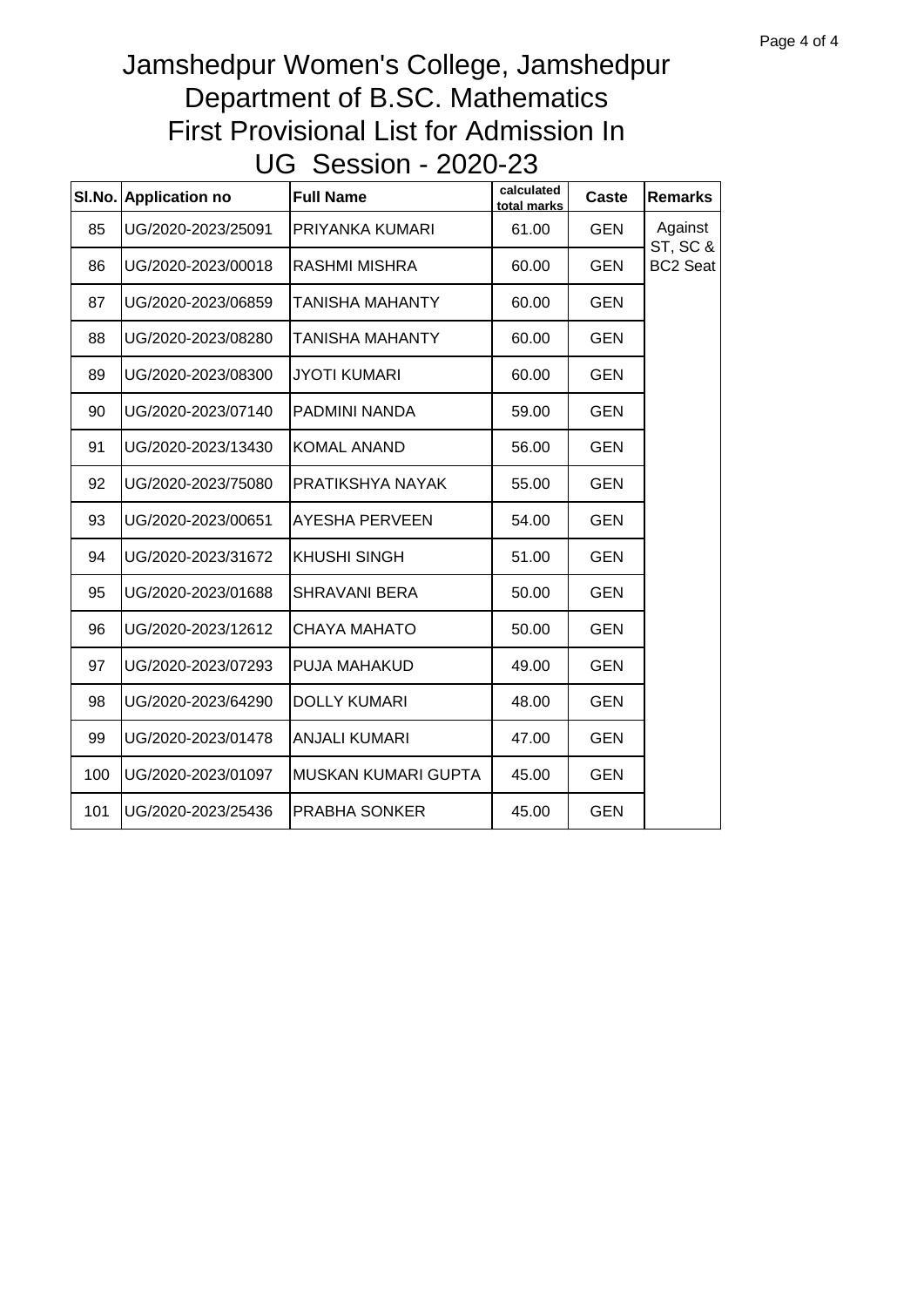# Jamshedpur Women's College, Jamshedpur
# Department of B.SC. Mathematics
# First Provisional List for Admission In
# UG Session - 2020-23

| Sl.No. | Application no | Full Name | calculated total marks | Caste | Remarks |
|---|---|---|---|---|---|
| 85 | UG/2020-2023/25091 | PRIYANKA KUMARI | 61.00 | GEN | Against ST, SC & BC2 Seat |
| 86 | UG/2020-2023/00018 | RASHMI MISHRA | 60.00 | GEN | |
| 87 | UG/2020-2023/06859 | TANISHA MAHANTY | 60.00 | GEN | |
| 88 | UG/2020-2023/08280 | TANISHA MAHANTY | 60.00 | GEN | |
| 89 | UG/2020-2023/08300 | JYOTI KUMARI | 60.00 | GEN | |
| 90 | UG/2020-2023/07140 | PADMINI NANDA | 59.00 | GEN | |
| 91 | UG/2020-2023/13430 | KOMAL ANAND | 56.00 | GEN | |
| 92 | UG/2020-2023/75080 | PRATIKSHYA NAYAK | 55.00 | GEN | |
| 93 | UG/2020-2023/00651 | AYESHA PERVEEN | 54.00 | GEN | |
| 94 | UG/2020-2023/31672 | KHUSHI SINGH | 51.00 | GEN | |
| 95 | UG/2020-2023/01688 | SHRAVANI BERA | 50.00 | GEN | |
| 96 | UG/2020-2023/12612 | CHAYA MAHATO | 50.00 | GEN | |
| 97 | UG/2020-2023/07293 | PUJA MAHAKUD | 49.00 | GEN | |
| 98 | UG/2020-2023/64290 | DOLLY KUMARI | 48.00 | GEN | |
| 99 | UG/2020-2023/01478 | ANJALI KUMARI | 47.00 | GEN | |
| 100 | UG/2020-2023/01097 | MUSKAN KUMARI GUPTA | 45.00 | GEN | |
| 101 | UG/2020-2023/25436 | PRABHA SONKER | 45.00 | GEN | |